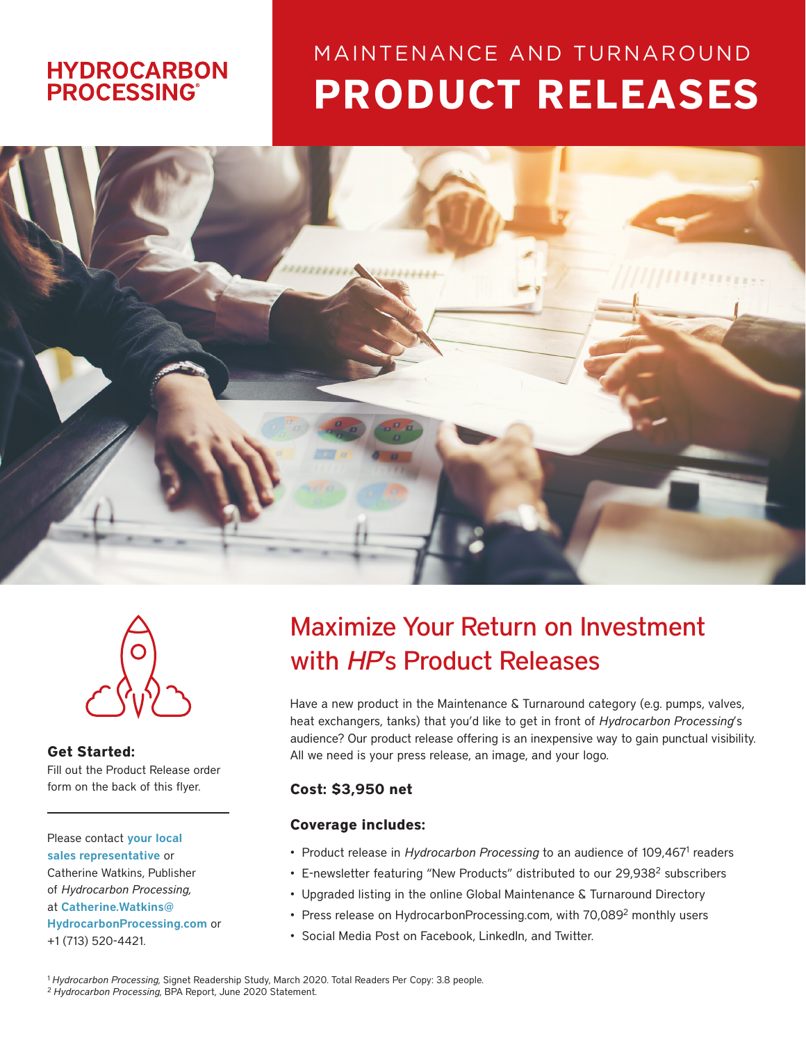**HYDROCARBON PROCESSING®**

MAINTENANCE AND TURNAROUND

# PRODUCT RELEASES

**Get Started:**
Fill out the Product Release order form on the back of this flyer.

Please contact **your local sales representative** or Catherine Watkins, Publisher of *Hydrocarbon Processing,* at **Catherine.Watkins@HydrocarbonProcessing.com** or +1 (713) 520-4421.

## Maximize Your Return on Investment with *HP*'s Product Releases

Have a new product in the Maintenance & Turnaround category (e.g. pumps, valves, heat exchangers, tanks) that you'd like to get in front of *Hydrocarbon Processing*'s audience? Our product release offering is an inexpensive way to gain punctual visibility. All we need is your press release, an image, and your logo.

**Cost: $3,950 net**

**Coverage includes:**

- Product release in *Hydrocarbon Processing* to an audience of 109,467[1] readers
- E-newsletter featuring "New Products" distributed to our 29,938[2] subscribers
- Upgraded listing in the online Global Maintenance & Turnaround Directory
- Press release on HydrocarbonProcessing.com, with 70,089[2] monthly users
- Social Media Post on Facebook, LinkedIn, and Twitter.

[1] *Hydrocarbon Processing*, Signet Readership Study, March 2020. Total Readers Per Copy: 3.8 people.
[2] *Hydrocarbon Processing*, BPA Report, June 2020 Statement.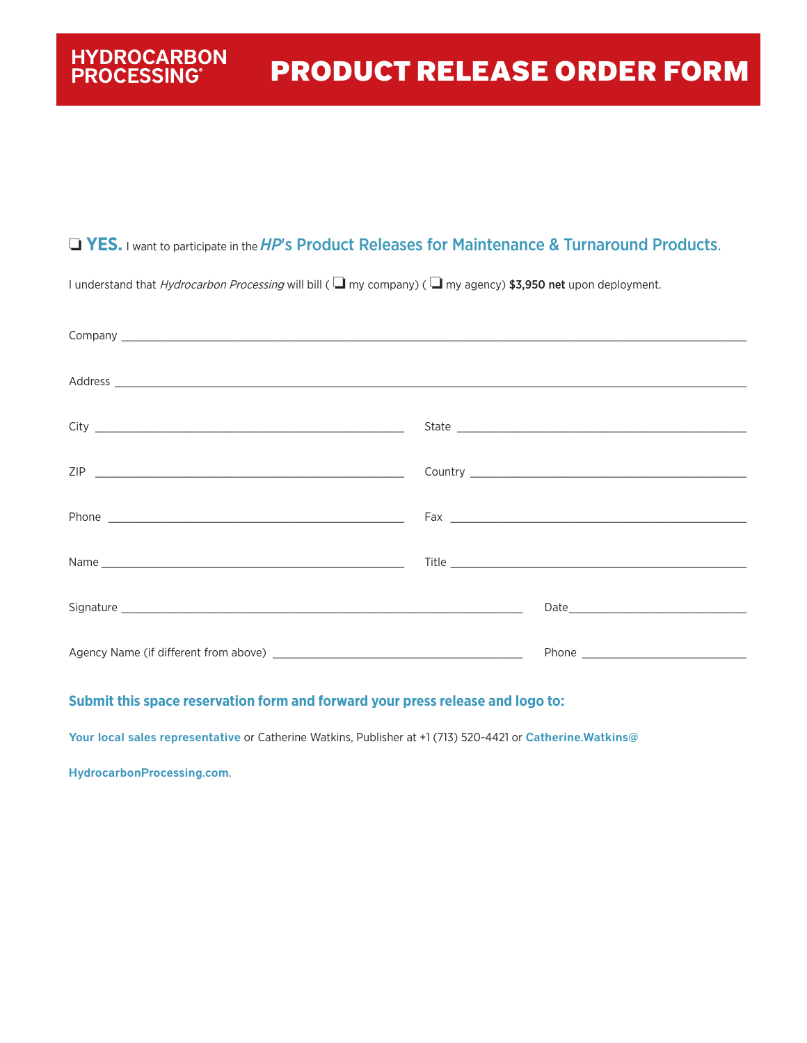# HYDROCARBON PROCESSING®

# PRODUCT RELEASE ORDER FORM

❑ **YES.** I want to participate in the *HP*'s Product Releases for Maintenance & Turnaround Products.

I understand that *Hydrocarbon Processing* will bill ( ❑ my company) ( ❑ my agency) **$3,950 net** upon deployment.

Company ______________________________________________

Address ______________________________________________

City ____________________________ State ____________________________

ZIP ____________________________ Country ____________________________

Phone ____________________________ Fax ____________________________

Name ____________________________ Title ____________________________

Signature ______________________________________ Date ____________________

Agency Name (if different from above) __________________________ Phone ____________________

**Submit this space reservation form and forward your press release and logo to:**

**Your local sales representative** or Catherine Watkins, Publisher at +1 (713) 520-4421 or **Catherine.Watkins@HydrocarbonProcessing.com**.